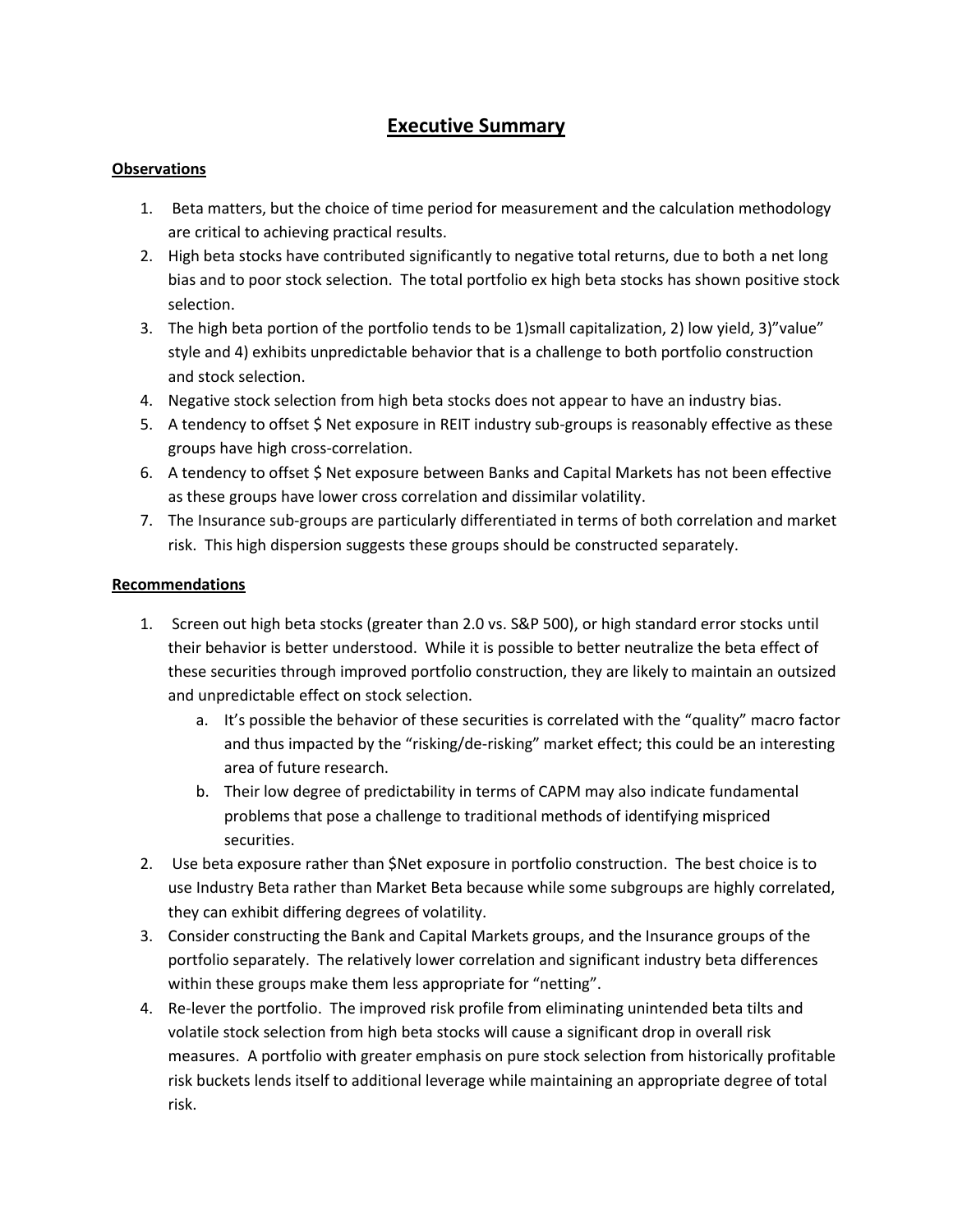# Executive Summary

## Observations

1. Beta matters, but the choice of time period for measurement and the calculation methodology are critical to achieving practical results.
2. High beta stocks have contributed significantly to negative total returns, due to both a net long bias and to poor stock selection. The total portfolio ex high beta stocks has shown positive stock selection.
3. The high beta portion of the portfolio tends to be 1)small capitalization, 2) low yield, 3)"value" style and 4) exhibits unpredictable behavior that is a challenge to both portfolio construction and stock selection.
4. Negative stock selection from high beta stocks does not appear to have an industry bias.
5. A tendency to offset $ Net exposure in REIT industry sub-groups is reasonably effective as these groups have high cross-correlation.
6. A tendency to offset $ Net exposure between Banks and Capital Markets has not been effective as these groups have lower cross correlation and dissimilar volatility.
7. The Insurance sub-groups are particularly differentiated in terms of both correlation and market risk. This high dispersion suggests these groups should be constructed separately.

## Recommendations

1. Screen out high beta stocks (greater than 2.0 vs. S&P 500), or high standard error stocks until their behavior is better understood. While it is possible to better neutralize the beta effect of these securities through improved portfolio construction, they are likely to maintain an outsized and unpredictable effect on stock selection.
   a. It's possible the behavior of these securities is correlated with the "quality" macro factor and thus impacted by the "risking/de-risking" market effect; this could be an interesting area of future research.
   b. Their low degree of predictability in terms of CAPM may also indicate fundamental problems that pose a challenge to traditional methods of identifying mispriced securities.
2. Use beta exposure rather than $Net exposure in portfolio construction. The best choice is to use Industry Beta rather than Market Beta because while some subgroups are highly correlated, they can exhibit differing degrees of volatility.
3. Consider constructing the Bank and Capital Markets groups, and the Insurance groups of the portfolio separately. The relatively lower correlation and significant industry beta differences within these groups make them less appropriate for "netting".
4. Re-lever the portfolio. The improved risk profile from eliminating unintended beta tilts and volatile stock selection from high beta stocks will cause a significant drop in overall risk measures. A portfolio with greater emphasis on pure stock selection from historically profitable risk buckets lends itself to additional leverage while maintaining an appropriate degree of total risk.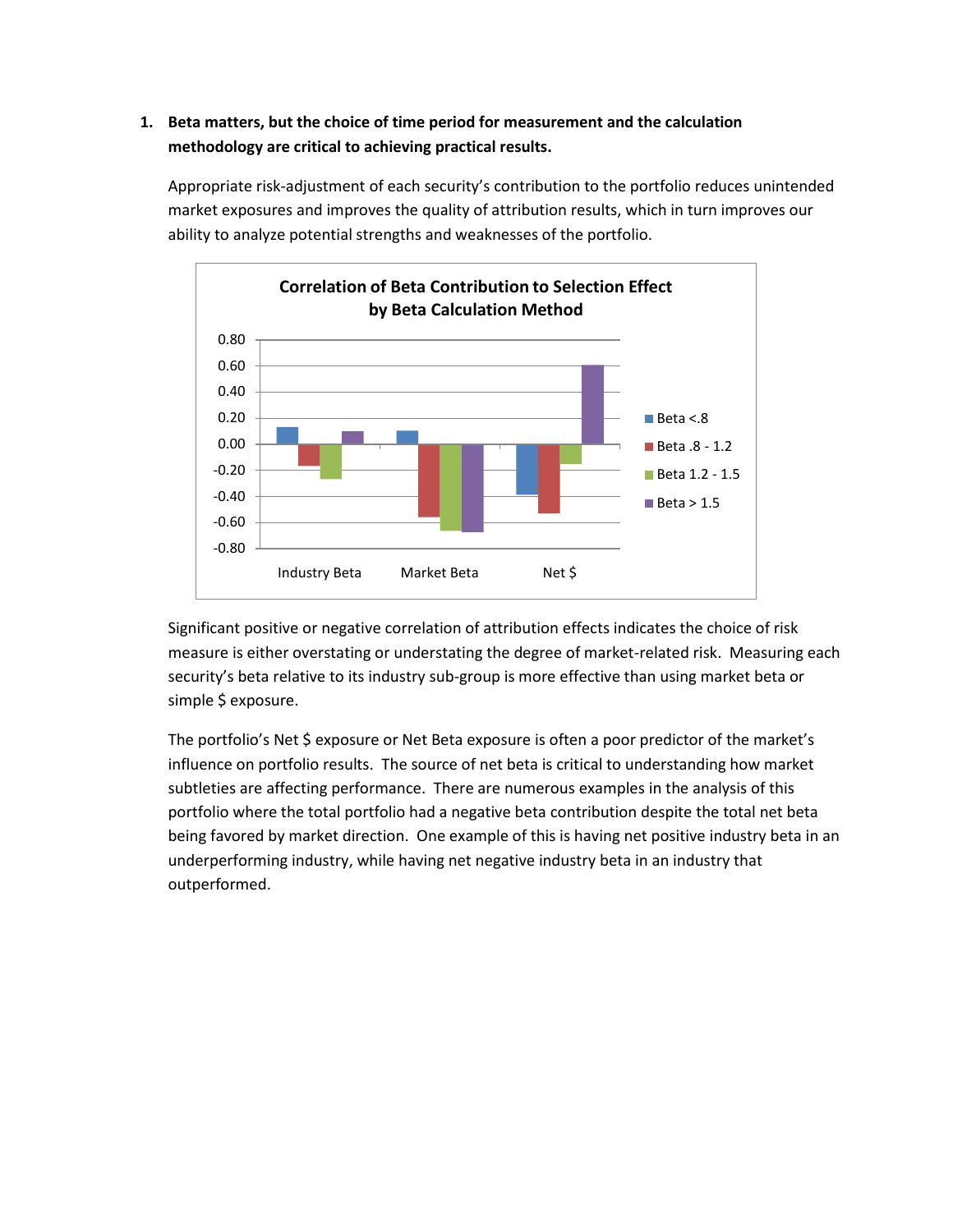1. **Beta matters, but the choice of time period for measurement and the calculation methodology are critical to achieving practical results.**

   Appropriate risk-adjustment of each security's contribution to the portfolio reduces unintended market exposures and improves the quality of attribution results, which in turn improves our ability to analyze potential strengths and weaknesses of the portfolio.

   Significant positive or negative correlation of attribution effects indicates the choice of risk measure is either overstating or understating the degree of market-related risk. Measuring each security's beta relative to its industry sub-group is more effective than using market beta or simple $ exposure.

   The portfolio's Net $ exposure or Net Beta exposure is often a poor predictor of the market's influence on portfolio results. The source of net beta is critical to understanding how market subtleties are affecting performance. There are numerous examples in the analysis of this portfolio where the total portfolio had a negative beta contribution despite the total net beta being favored by market direction. One example of this is having net positive industry beta in an underperforming industry, while having net negative industry beta in an industry that outperformed.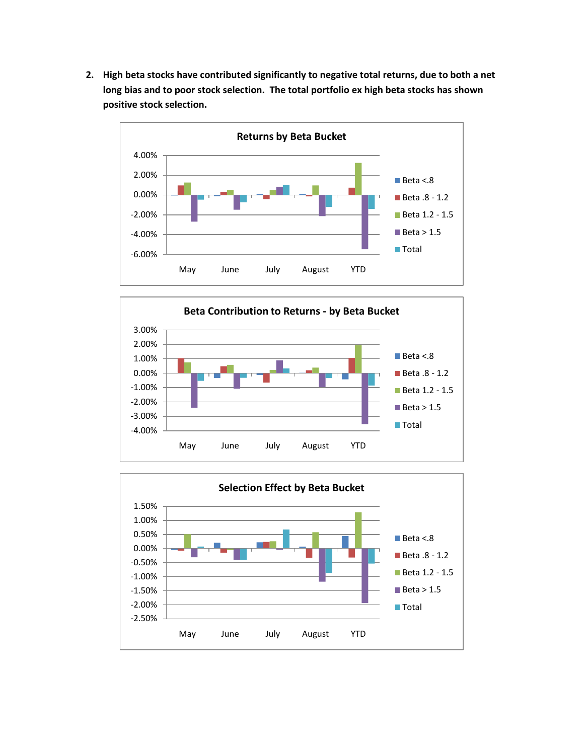2. **High beta stocks have contributed significantly to negative total returns, due to both a net long bias and to poor stock selection. The total portfolio ex high beta stocks has shown positive stock selection.**

**Returns by Beta Bucket**

Y-axis: 4.00%, 2.00%, 0.00%, -2.00%, -4.00%, -6.00%

X-axis: May, June, July, August, YTD

Legend: Beta <.8, Beta .8 - 1.2, Beta 1.2 - 1.5, Beta > 1.5, Total

**Beta Contribution to Returns - by Beta Bucket**

Y-axis: 3.00%, 2.00%, 1.00%, 0.00%, -1.00%, -2.00%, -3.00%, -4.00%

X-axis: May, June, July, August, YTD

Legend: Beta <.8, Beta .8 - 1.2, Beta 1.2 - 1.5, Beta > 1.5, Total

**Selection Effect by Beta Bucket**

Y-axis: 1.50%, 1.00%, 0.50%, 0.00%, -0.50%, -1.00%, -1.50%, -2.00%, -2.50%

X-axis: May, June, July, August, YTD

Legend: Beta <.8, Beta .8 - 1.2, Beta 1.2 - 1.5, Beta > 1.5, Total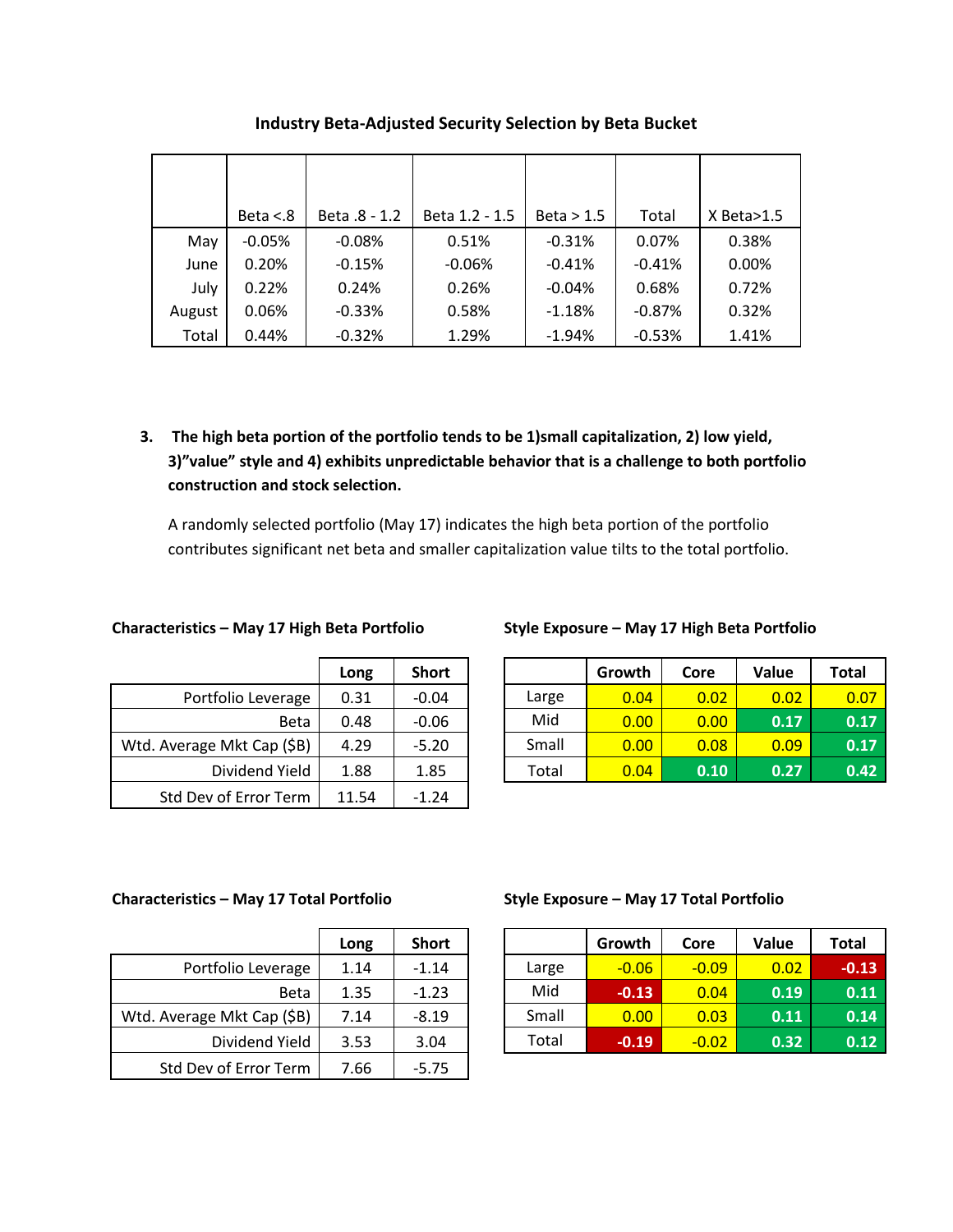**Industry Beta-Adjusted Security Selection by Beta Bucket**

| | Beta <.8 | Beta .8 - 1.2 | Beta 1.2 - 1.5 | Beta > 1.5 | Total | X Beta>1.5 |
|---|---|---|---|---|---|---|
| May | -0.05% | -0.08% | 0.51% | -0.31% | 0.07% | 0.38% |
| June | 0.20% | -0.15% | -0.06% | -0.41% | -0.41% | 0.00% |
| July | 0.22% | 0.24% | 0.26% | -0.04% | 0.68% | 0.72% |
| August | 0.06% | -0.33% | 0.58% | -1.18% | -0.87% | 0.32% |
| Total | 0.44% | -0.32% | 1.29% | -1.94% | -0.53% | 1.41% |

3. **The high beta portion of the portfolio tends to be 1)small capitalization, 2) low yield, 3)"value" style and 4) exhibits unpredictable behavior that is a challenge to both portfolio construction and stock selection.**

   A randomly selected portfolio (May 17) indicates the high beta portion of the portfolio contributes significant net beta and smaller capitalization value tilts to the total portfolio.

**Characteristics – May 17 High Beta Portfolio**

| | Long | Short |
|---|---|---|
| Portfolio Leverage | 0.31 | -0.04 |
| Beta | 0.48 | -0.06 |
| Wtd. Average Mkt Cap ($B) | 4.29 | -5.20 |
| Dividend Yield | 1.88 | 1.85 |
| Std Dev of Error Term | 11.54 | -1.24 |

**Style Exposure – May 17 High Beta Portfolio**

| | Growth | Core | Value | Total |
|---|---|---|---|---|
| Large | 0.04 | 0.02 | 0.02 | 0.07 |
| Mid | 0.00 | 0.00 | 0.17 | 0.17 |
| Small | 0.00 | 0.08 | 0.09 | 0.17 |
| Total | 0.04 | 0.10 | 0.27 | 0.42 |

**Characteristics – May 17 Total Portfolio**

| | Long | Short |
|---|---|---|
| Portfolio Leverage | 1.14 | -1.14 |
| Beta | 1.35 | -1.23 |
| Wtd. Average Mkt Cap ($B) | 7.14 | -8.19 |
| Dividend Yield | 3.53 | 3.04 |
| Std Dev of Error Term | 7.66 | -5.75 |

**Style Exposure – May 17 Total Portfolio**

| | Growth | Core | Value | Total |
|---|---|---|---|---|
| Large | -0.06 | -0.09 | 0.02 | -0.13 |
| Mid | -0.13 | 0.04 | 0.19 | 0.11 |
| Small | 0.00 | 0.03 | 0.11 | 0.14 |
| Total | -0.19 | -0.02 | 0.32 | 0.12 |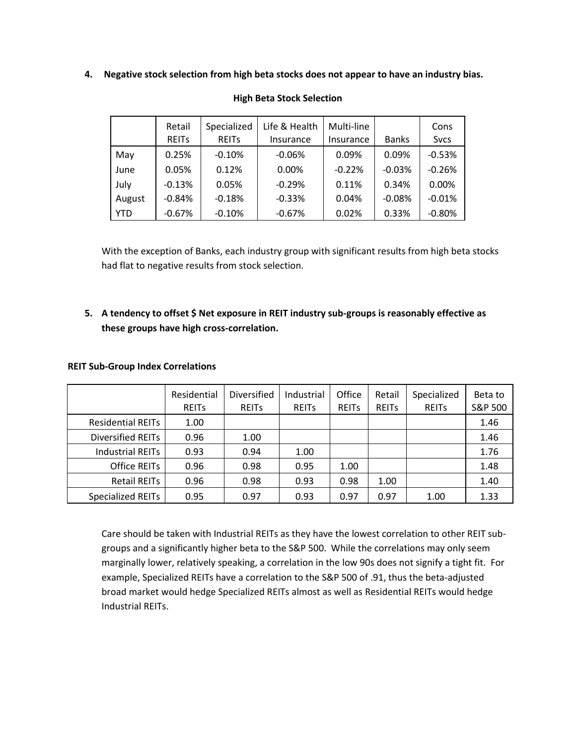4. **Negative stock selection from high beta stocks does not appear to have an industry bias.**

**High Beta Stock Selection**

| | Retail REITs | Specialized REITs | Life & Health Insurance | Multi-line Insurance | Banks | Cons Svcs |
|---|---|---|---|---|---|---|
| May | 0.25% | -0.10% | -0.06% | 0.09% | 0.09% | -0.53% |
| June | 0.05% | 0.12% | 0.00% | -0.22% | -0.03% | -0.26% |
| July | -0.13% | 0.05% | -0.29% | 0.11% | 0.34% | 0.00% |
| August | -0.84% | -0.18% | -0.33% | 0.04% | -0.08% | -0.01% |
| YTD | -0.67% | -0.10% | -0.67% | 0.02% | 0.33% | -0.80% |

With the exception of Banks, each industry group with significant results from high beta stocks had flat to negative results from stock selection.

5. **A tendency to offset $ Net exposure in REIT industry sub-groups is reasonably effective as these groups have high cross-correlation.**

**REIT Sub-Group Index Correlations**

| | Residential REITs | Diversified REITs | Industrial REITs | Office REITs | Retail REITs | Specialized REITs | Beta to S&P 500 |
|---|---|---|---|---|---|---|---|
| Residential REITs | 1.00 | | | | | | 1.46 |
| Diversified REITs | 0.96 | 1.00 | | | | | 1.46 |
| Industrial REITs | 0.93 | 0.94 | 1.00 | | | | 1.76 |
| Office REITs | 0.96 | 0.98 | 0.95 | 1.00 | | | 1.48 |
| Retail REITs | 0.96 | 0.98 | 0.93 | 0.98 | 1.00 | | 1.40 |
| Specialized REITs | 0.95 | 0.97 | 0.93 | 0.97 | 0.97 | 1.00 | 1.33 |

Care should be taken with Industrial REITs as they have the lowest correlation to other REIT sub-groups and a significantly higher beta to the S&P 500. While the correlations may only seem marginally lower, relatively speaking, a correlation in the low 90s does not signify a tight fit. For example, Specialized REITs have a correlation to the S&P 500 of .91, thus the beta-adjusted broad market would hedge Specialized REITs almost as well as Residential REITs would hedge Industrial REITs.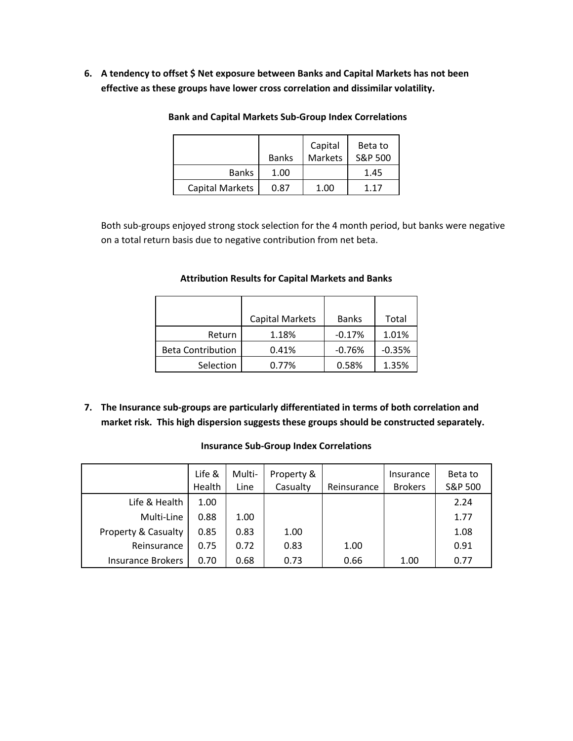6. **A tendency to offset $ Net exposure between Banks and Capital Markets has not been effective as these groups have lower cross correlation and dissimilar volatility.**

**Bank and Capital Markets Sub-Group Index Correlations**

| | Banks | Capital Markets | Beta to S&P 500 |
|---|---|---|---|
| Banks | 1.00 | | 1.45 |
| Capital Markets | 0.87 | 1.00 | 1.17 |

Both sub-groups enjoyed strong stock selection for the 4 month period, but banks were negative on a total return basis due to negative contribution from net beta.

**Attribution Results for Capital Markets and Banks**

| | Capital Markets | Banks | Total |
|---|---|---|---|
| Return | 1.18% | -0.17% | 1.01% |
| Beta Contribution | 0.41% | -0.76% | -0.35% |
| Selection | 0.77% | 0.58% | 1.35% |

7. **The Insurance sub-groups are particularly differentiated in terms of both correlation and market risk. This high dispersion suggests these groups should be constructed separately.**

**Insurance Sub-Group Index Correlations**

| | Life & Health | Multi-Line | Property & Casualty | Reinsurance | Insurance Brokers | Beta to S&P 500 |
|---|---|---|---|---|---|---|
| Life & Health | 1.00 | | | | | 2.24 |
| Multi-Line | 0.88 | 1.00 | | | | 1.77 |
| Property & Casualty | 0.85 | 0.83 | 1.00 | | | 1.08 |
| Reinsurance | 0.75 | 0.72 | 0.83 | 1.00 | | 0.91 |
| Insurance Brokers | 0.70 | 0.68 | 0.73 | 0.66 | 1.00 | 0.77 |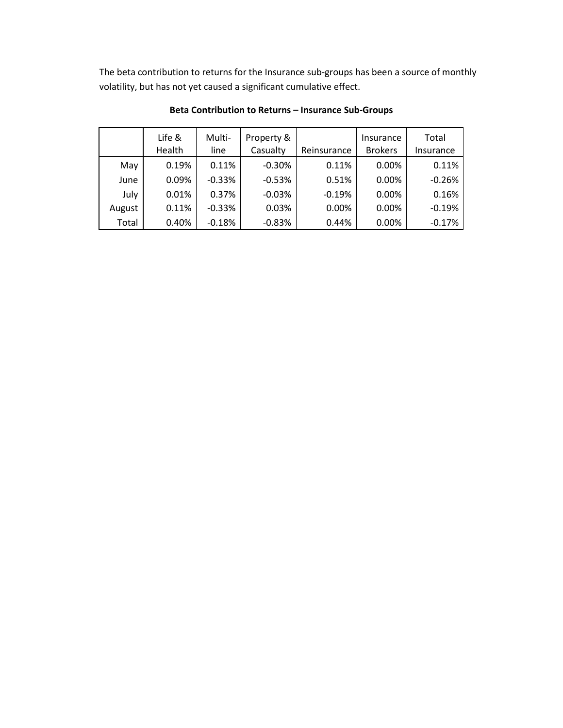The beta contribution to returns for the Insurance sub-groups has been a source of monthly volatility, but has not yet caused a significant cumulative effect.

**Beta Contribution to Returns – Insurance Sub-Groups**

| | Life & Health | Multi-line | Property & Casualty | Reinsurance | Insurance Brokers | Total Insurance |
|---|---|---|---|---|---|---|
| May | 0.19% | 0.11% | -0.30% | 0.11% | 0.00% | 0.11% |
| June | 0.09% | -0.33% | -0.53% | 0.51% | 0.00% | -0.26% |
| July | 0.01% | 0.37% | -0.03% | -0.19% | 0.00% | 0.16% |
| August | 0.11% | -0.33% | 0.03% | 0.00% | 0.00% | -0.19% |
| Total | 0.40% | -0.18% | -0.83% | 0.44% | 0.00% | -0.17% |